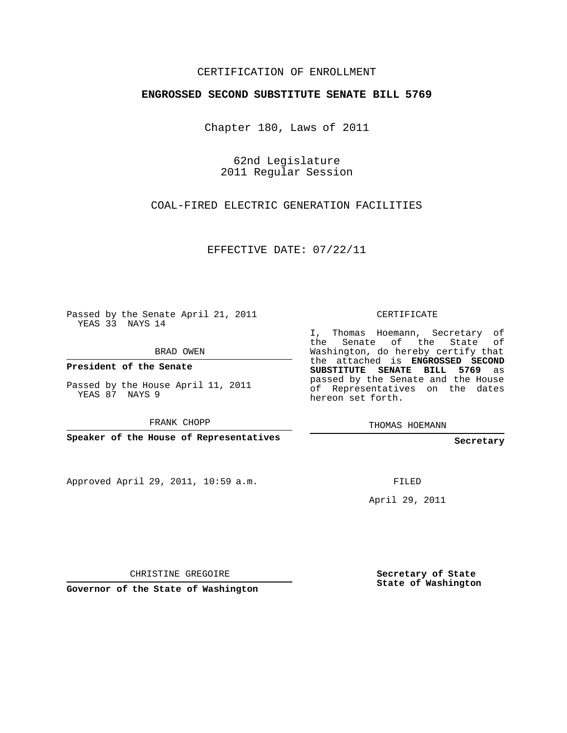CERTIFICATION OF ENROLLMENT

**ENGROSSED SECOND SUBSTITUTE SENATE BILL 5769**

Chapter 180, Laws of 2011

62nd Legislature
2011 Regular Session

COAL-FIRED ELECTRIC GENERATION FACILITIES

EFFECTIVE DATE: 07/22/11

Passed by the Senate April 21, 2011
YEAS 33 NAYS 14

BRAD OWEN

**President of the Senate**

Passed by the House April 11, 2011
YEAS 87 NAYS 9

FRANK CHOPP

**Speaker of the House of Representatives**

Approved April 29, 2011, 10:59 a.m.

CHRISTINE GREGOIRE

**Governor of the State of Washington**

CERTIFICATE

I, Thomas Hoemann, Secretary of the Senate of the State of Washington, do hereby certify that the attached is **ENGROSSED SECOND SUBSTITUTE SENATE BILL 5769** as passed by the Senate and the House of Representatives on the dates hereon set forth.

THOMAS HOEMANN

**Secretary**

FILED

April 29, 2011

**Secretary of State**
**State of Washington**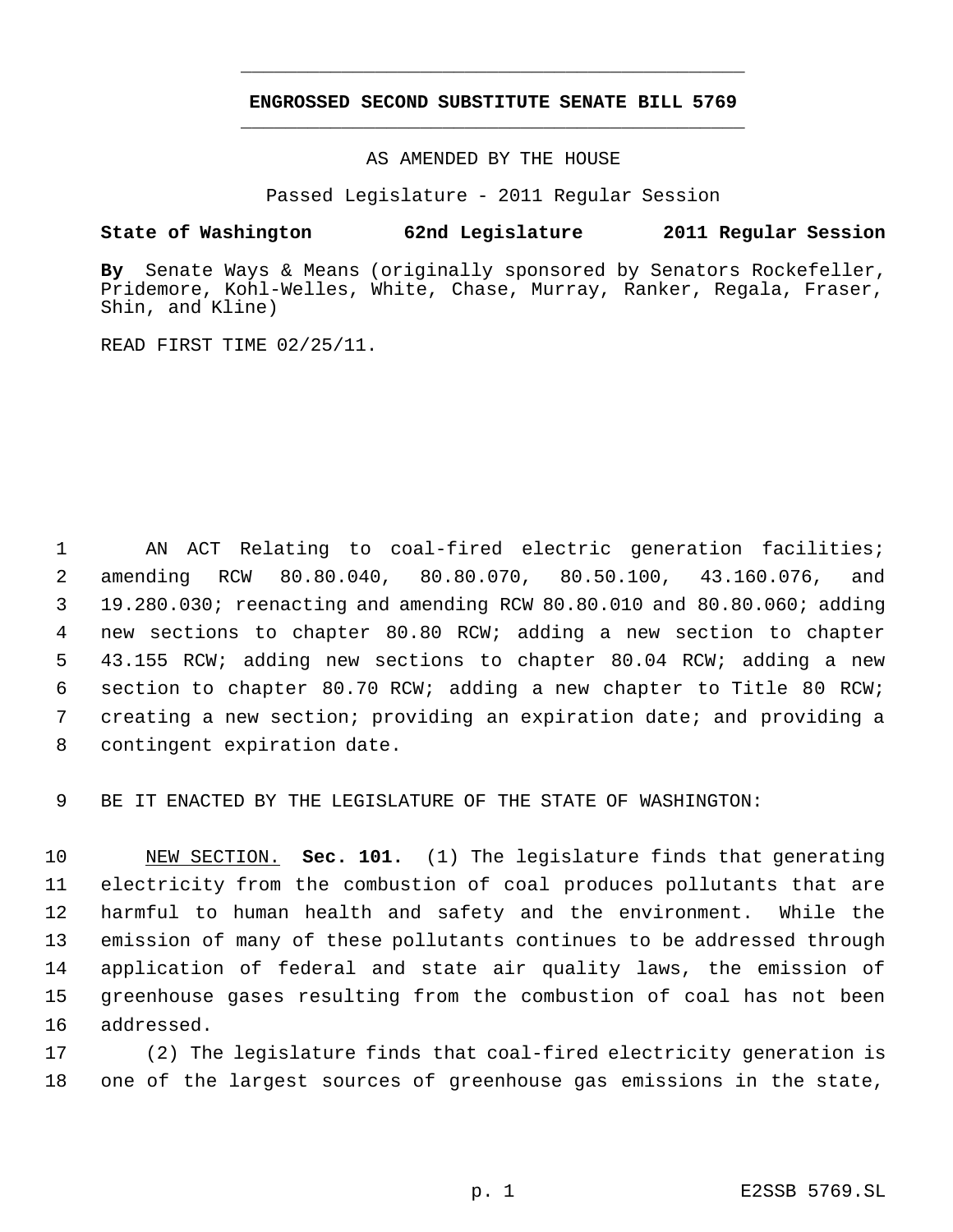**ENGROSSED SECOND SUBSTITUTE SENATE BILL 5769**

AS AMENDED BY THE HOUSE

Passed Legislature - 2011 Regular Session

**State of Washington 62nd Legislature 2011 Regular Session**

**By** Senate Ways & Means (originally sponsored by Senators Rockefeller, Pridemore, Kohl-Welles, White, Chase, Murray, Ranker, Regala, Fraser, Shin, and Kline)

READ FIRST TIME 02/25/11.

AN ACT Relating to coal-fired electric generation facilities; amending RCW 80.80.040, 80.80.070, 80.50.100, 43.160.076, and 19.280.030; reenacting and amending RCW 80.80.010 and 80.80.060; adding new sections to chapter 80.80 RCW; adding a new section to chapter 43.155 RCW; adding new sections to chapter 80.04 RCW; adding a new section to chapter 80.70 RCW; adding a new chapter to Title 80 RCW; creating a new section; providing an expiration date; and providing a contingent expiration date.

BE IT ENACTED BY THE LEGISLATURE OF THE STATE OF WASHINGTON:

NEW SECTION. **Sec. 101.** (1) The legislature finds that generating electricity from the combustion of coal produces pollutants that are harmful to human health and safety and the environment. While the emission of many of these pollutants continues to be addressed through application of federal and state air quality laws, the emission of greenhouse gases resulting from the combustion of coal has not been addressed.

(2) The legislature finds that coal-fired electricity generation is one of the largest sources of greenhouse gas emissions in the state,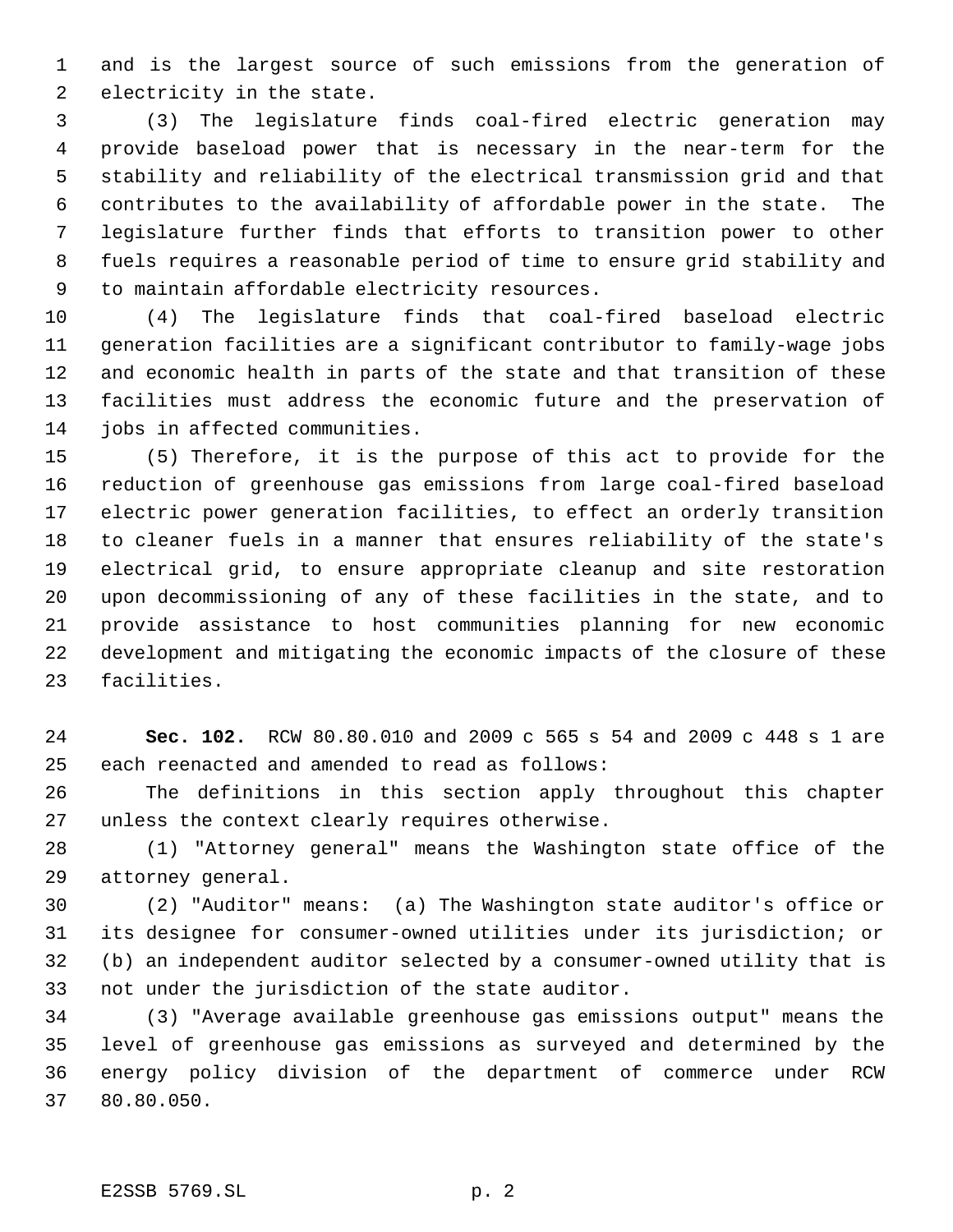and is the largest source of such emissions from the generation of electricity in the state.

(3) The legislature finds coal-fired electric generation may provide baseload power that is necessary in the near-term for the stability and reliability of the electrical transmission grid and that contributes to the availability of affordable power in the state. The legislature further finds that efforts to transition power to other fuels requires a reasonable period of time to ensure grid stability and to maintain affordable electricity resources.

(4) The legislature finds that coal-fired baseload electric generation facilities are a significant contributor to family-wage jobs and economic health in parts of the state and that transition of these facilities must address the economic future and the preservation of jobs in affected communities.

(5) Therefore, it is the purpose of this act to provide for the reduction of greenhouse gas emissions from large coal-fired baseload electric power generation facilities, to effect an orderly transition to cleaner fuels in a manner that ensures reliability of the state's electrical grid, to ensure appropriate cleanup and site restoration upon decommissioning of any of these facilities in the state, and to provide assistance to host communities planning for new economic development and mitigating the economic impacts of the closure of these facilities.

**Sec. 102.** RCW 80.80.010 and 2009 c 565 s 54 and 2009 c 448 s 1 are each reenacted and amended to read as follows:

The definitions in this section apply throughout this chapter unless the context clearly requires otherwise.

(1) "Attorney general" means the Washington state office of the attorney general.

(2) "Auditor" means: (a) The Washington state auditor's office or its designee for consumer-owned utilities under its jurisdiction; or (b) an independent auditor selected by a consumer-owned utility that is not under the jurisdiction of the state auditor.

(3) "Average available greenhouse gas emissions output" means the level of greenhouse gas emissions as surveyed and determined by the energy policy division of the department of commerce under RCW 80.80.050.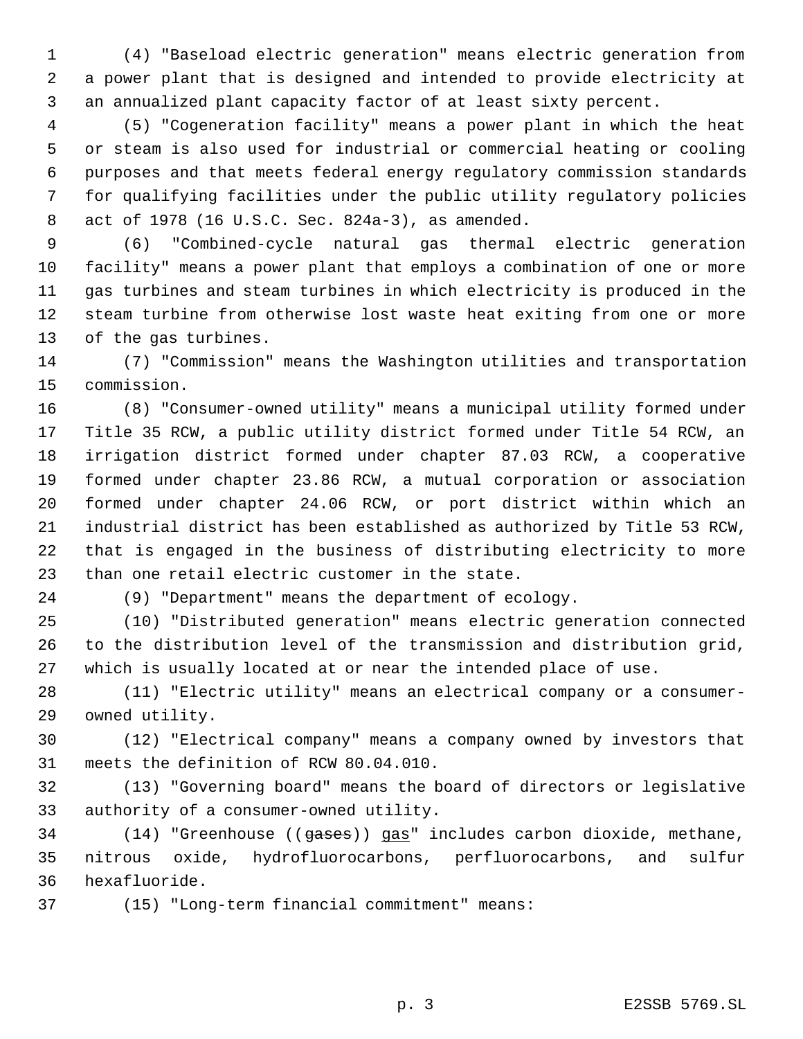(4) "Baseload electric generation" means electric generation from a power plant that is designed and intended to provide electricity at an annualized plant capacity factor of at least sixty percent.

(5) "Cogeneration facility" means a power plant in which the heat or steam is also used for industrial or commercial heating or cooling purposes and that meets federal energy regulatory commission standards for qualifying facilities under the public utility regulatory policies act of 1978 (16 U.S.C. Sec. 824a-3), as amended.

(6) "Combined-cycle natural gas thermal electric generation facility" means a power plant that employs a combination of one or more gas turbines and steam turbines in which electricity is produced in the steam turbine from otherwise lost waste heat exiting from one or more of the gas turbines.

(7) "Commission" means the Washington utilities and transportation commission.

(8) "Consumer-owned utility" means a municipal utility formed under Title 35 RCW, a public utility district formed under Title 54 RCW, an irrigation district formed under chapter 87.03 RCW, a cooperative formed under chapter 23.86 RCW, a mutual corporation or association formed under chapter 24.06 RCW, or port district within which an industrial district has been established as authorized by Title 53 RCW, that is engaged in the business of distributing electricity to more than one retail electric customer in the state.

(9) "Department" means the department of ecology.

(10) "Distributed generation" means electric generation connected to the distribution level of the transmission and distribution grid, which is usually located at or near the intended place of use.

(11) "Electric utility" means an electrical company or a consumer-owned utility.

(12) "Electrical company" means a company owned by investors that meets the definition of RCW 80.04.010.

(13) "Governing board" means the board of directors or legislative authority of a consumer-owned utility.

(14) "Greenhouse ((~~gases~~)) gas" includes carbon dioxide, methane, nitrous oxide, hydrofluorocarbons, perfluorocarbons, and sulfur hexafluoride.

(15) "Long-term financial commitment" means: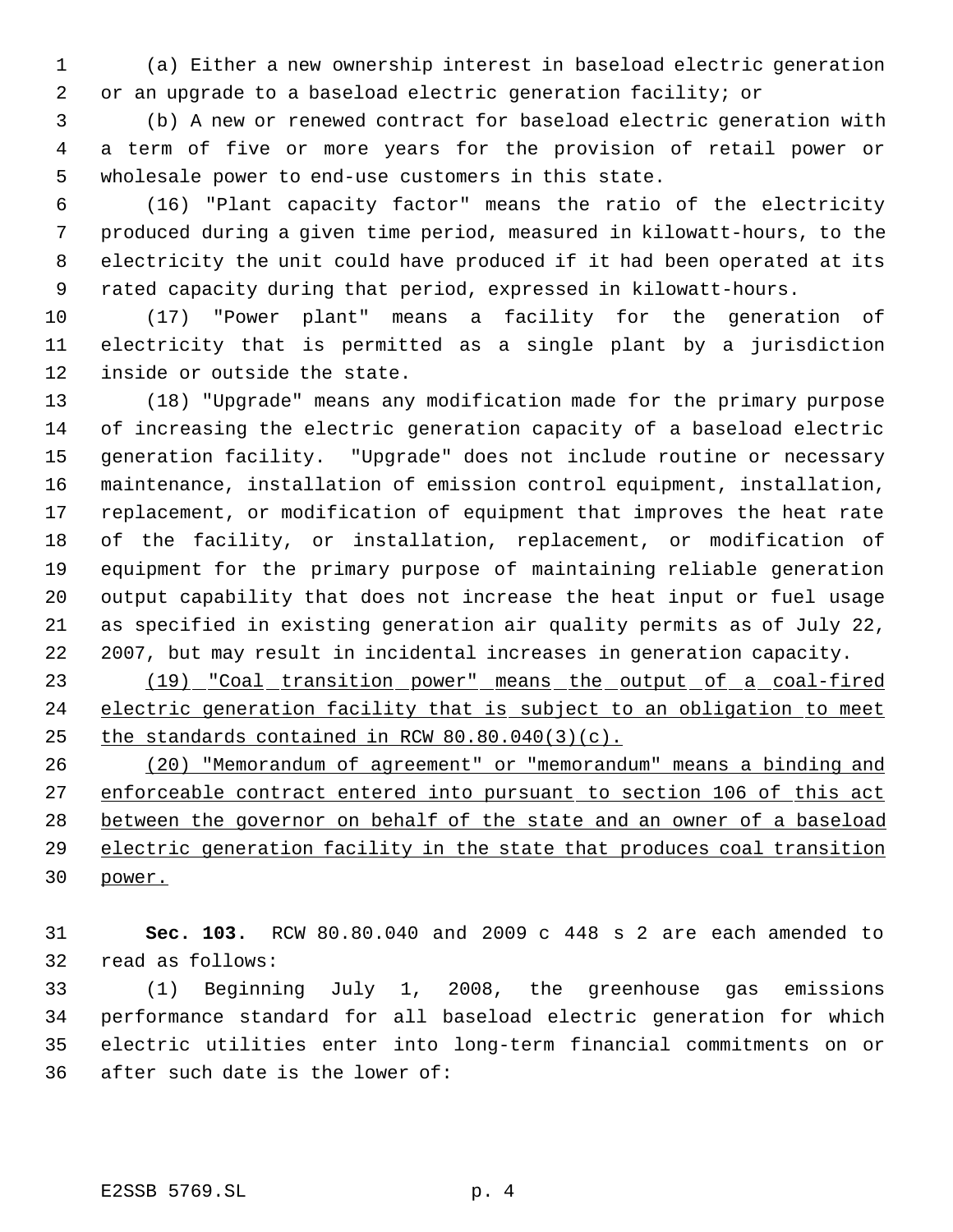(a) Either a new ownership interest in baseload electric generation or an upgrade to a baseload electric generation facility; or

(b) A new or renewed contract for baseload electric generation with a term of five or more years for the provision of retail power or wholesale power to end-use customers in this state.

(16) "Plant capacity factor" means the ratio of the electricity produced during a given time period, measured in kilowatt-hours, to the electricity the unit could have produced if it had been operated at its rated capacity during that period, expressed in kilowatt-hours.

(17) "Power plant" means a facility for the generation of electricity that is permitted as a single plant by a jurisdiction inside or outside the state.

(18) "Upgrade" means any modification made for the primary purpose of increasing the electric generation capacity of a baseload electric generation facility. "Upgrade" does not include routine or necessary maintenance, installation of emission control equipment, installation, replacement, or modification of equipment that improves the heat rate of the facility, or installation, replacement, or modification of equipment for the primary purpose of maintaining reliable generation output capability that does not increase the heat input or fuel usage as specified in existing generation air quality permits as of July 22, 2007, but may result in incidental increases in generation capacity.

<u>(19) "Coal transition power" means the output of a coal-fired electric generation facility that is subject to an obligation to meet the standards contained in RCW 80.80.040(3)(c).</u>

<u>(20) "Memorandum of agreement" or "memorandum" means a binding and enforceable contract entered into pursuant to section 106 of this act between the governor on behalf of the state and an owner of a baseload electric generation facility in the state that produces coal transition power.</u>

**Sec. 103.** RCW 80.80.040 and 2009 c 448 s 2 are each amended to read as follows:

(1) Beginning July 1, 2008, the greenhouse gas emissions performance standard for all baseload electric generation for which electric utilities enter into long-term financial commitments on or after such date is the lower of: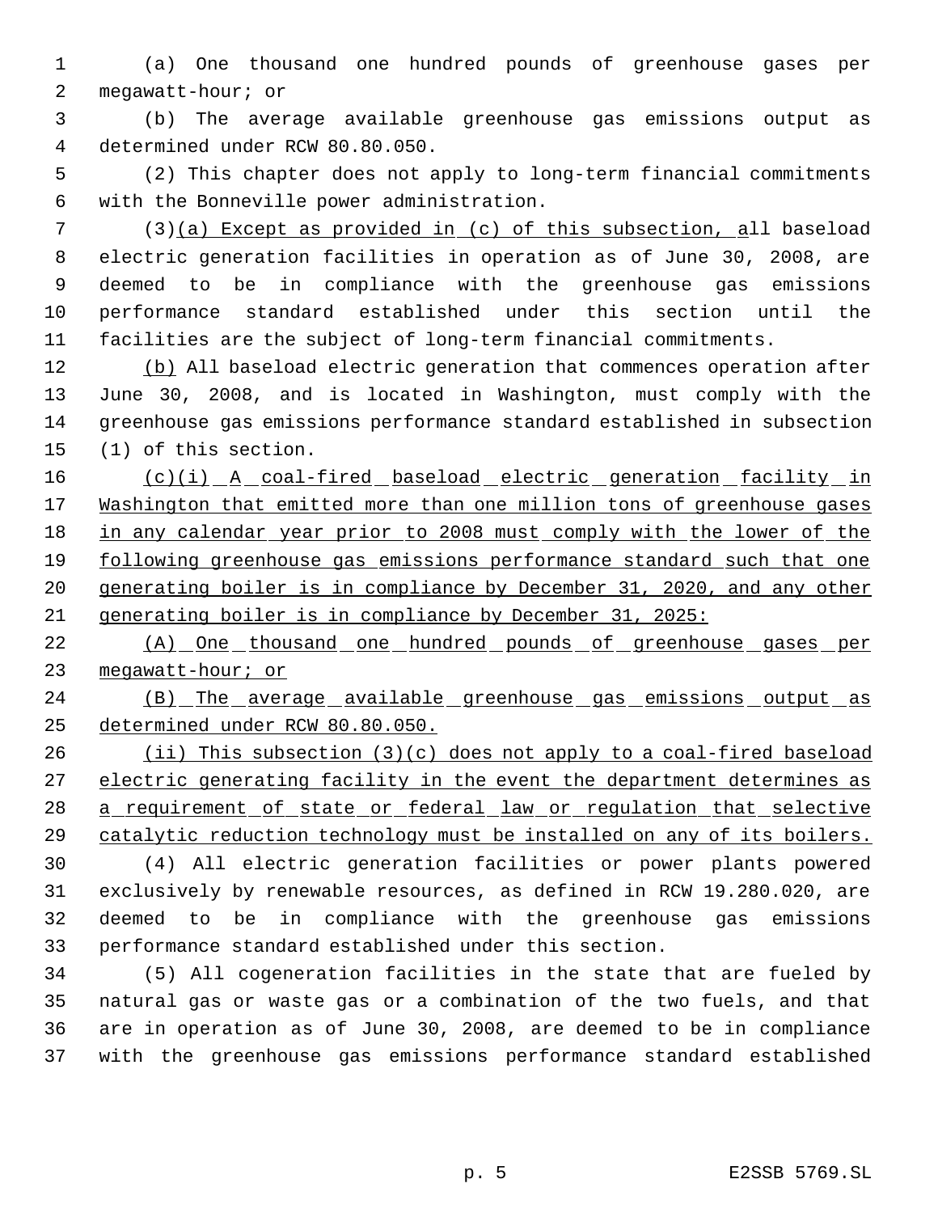(a) One thousand one hundred pounds of greenhouse gases per megawatt-hour; or

(b) The average available greenhouse gas emissions output as determined under RCW 80.80.050.

(2) This chapter does not apply to long-term financial commitments with the Bonneville power administration.

(3)(a) Except as provided in (c) of this subsection, all baseload electric generation facilities in operation as of June 30, 2008, are deemed to be in compliance with the greenhouse gas emissions performance standard established under this section until the facilities are the subject of long-term financial commitments.

(b) All baseload electric generation that commences operation after June 30, 2008, and is located in Washington, must comply with the greenhouse gas emissions performance standard established in subsection (1) of this section.

(c)(i) A coal-fired baseload electric generation facility in Washington that emitted more than one million tons of greenhouse gases in any calendar year prior to 2008 must comply with the lower of the following greenhouse gas emissions performance standard such that one generating boiler is in compliance by December 31, 2020, and any other generating boiler is in compliance by December 31, 2025:

(A) One thousand one hundred pounds of greenhouse gases per megawatt-hour; or

(B) The average available greenhouse gas emissions output as determined under RCW 80.80.050.

(ii) This subsection (3)(c) does not apply to a coal-fired baseload electric generating facility in the event the department determines as a requirement of state or federal law or regulation that selective catalytic reduction technology must be installed on any of its boilers.

(4) All electric generation facilities or power plants powered exclusively by renewable resources, as defined in RCW 19.280.020, are deemed to be in compliance with the greenhouse gas emissions performance standard established under this section.

(5) All cogeneration facilities in the state that are fueled by natural gas or waste gas or a combination of the two fuels, and that are in operation as of June 30, 2008, are deemed to be in compliance with the greenhouse gas emissions performance standard established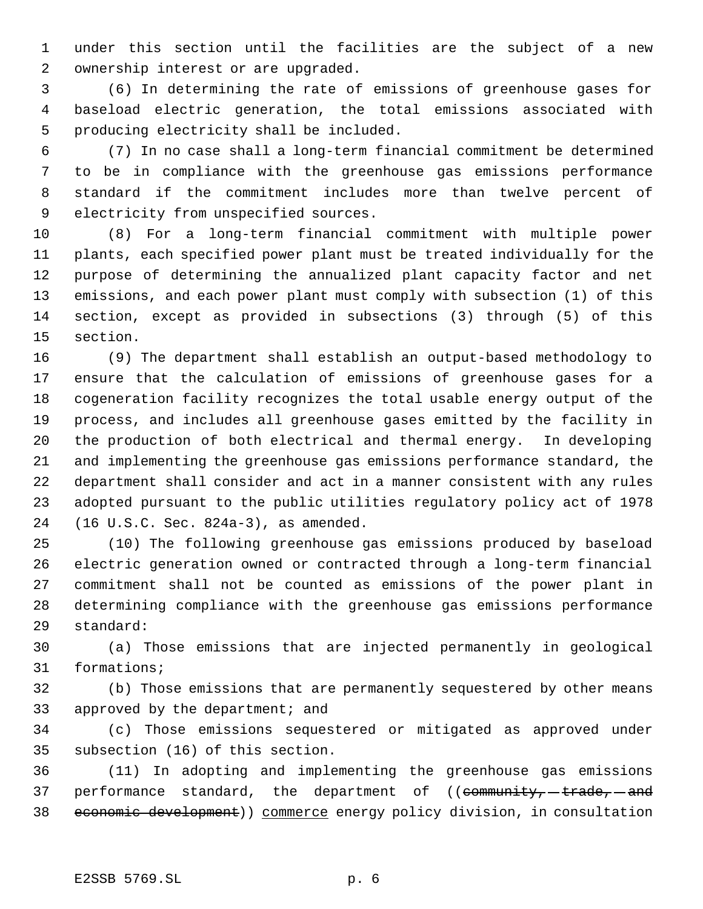under this section until the facilities are the subject of a new ownership interest or are upgraded.

(6) In determining the rate of emissions of greenhouse gases for baseload electric generation, the total emissions associated with producing electricity shall be included.

(7) In no case shall a long-term financial commitment be determined to be in compliance with the greenhouse gas emissions performance standard if the commitment includes more than twelve percent of electricity from unspecified sources.

(8) For a long-term financial commitment with multiple power plants, each specified power plant must be treated individually for the purpose of determining the annualized plant capacity factor and net emissions, and each power plant must comply with subsection (1) of this section, except as provided in subsections (3) through (5) of this section.

(9) The department shall establish an output-based methodology to ensure that the calculation of emissions of greenhouse gases for a cogeneration facility recognizes the total usable energy output of the process, and includes all greenhouse gases emitted by the facility in the production of both electrical and thermal energy. In developing and implementing the greenhouse gas emissions performance standard, the department shall consider and act in a manner consistent with any rules adopted pursuant to the public utilities regulatory policy act of 1978 (16 U.S.C. Sec. 824a-3), as amended.

(10) The following greenhouse gas emissions produced by baseload electric generation owned or contracted through a long-term financial commitment shall not be counted as emissions of the power plant in determining compliance with the greenhouse gas emissions performance standard:

(a) Those emissions that are injected permanently in geological formations;

(b) Those emissions that are permanently sequestered by other means approved by the department; and

(c) Those emissions sequestered or mitigated as approved under subsection (16) of this section.

(11) In adopting and implementing the greenhouse gas emissions performance standard, the department of ((~~community, trade, and economic development~~)) <u>commerce</u> energy policy division, in consultation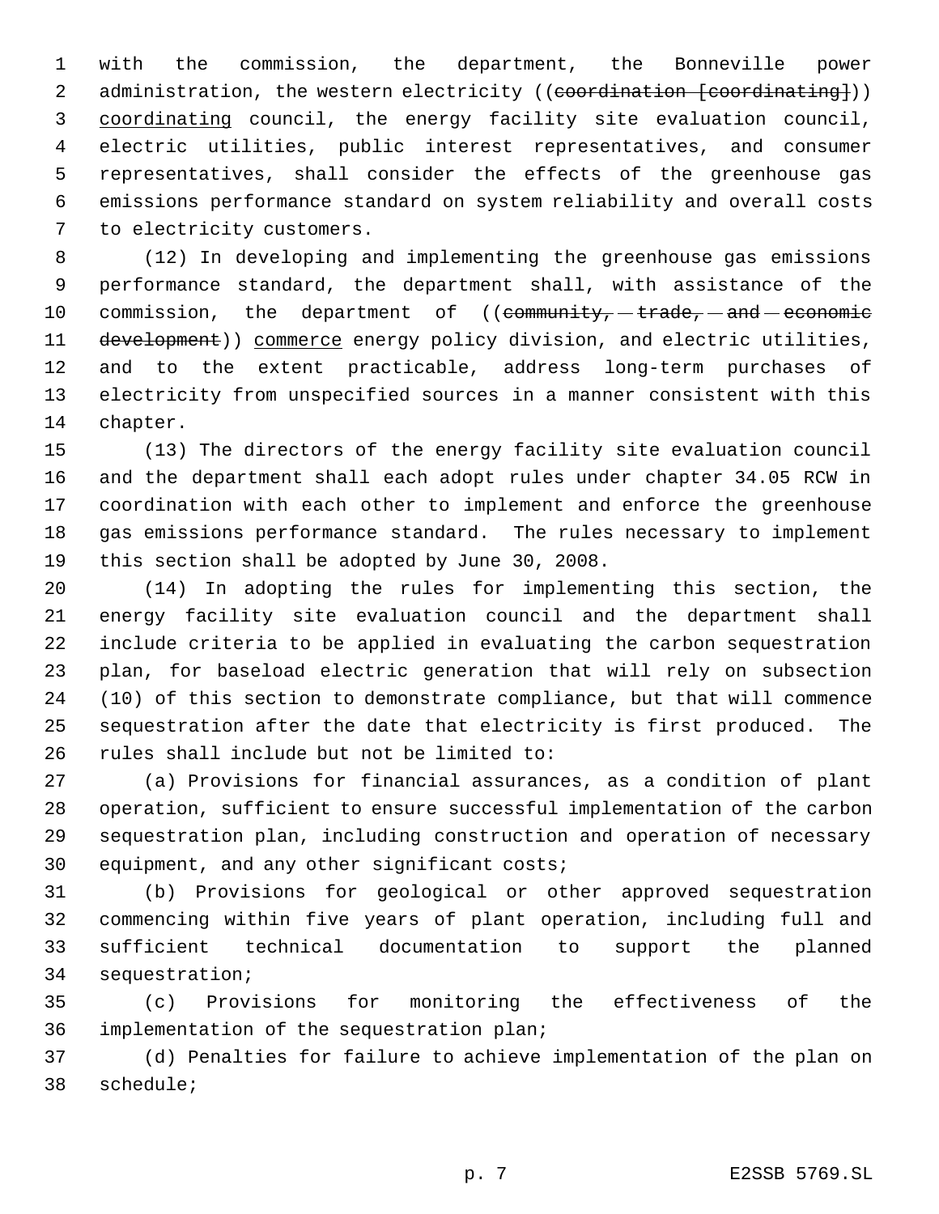with the commission, the department, the Bonneville power administration, the western electricity ((~~coordination [coordinating]~~)) coordinating council, the energy facility site evaluation council, electric utilities, public interest representatives, and consumer representatives, shall consider the effects of the greenhouse gas emissions performance standard on system reliability and overall costs to electricity customers.

(12) In developing and implementing the greenhouse gas emissions performance standard, the department shall, with assistance of the commission, the department of ((~~community, trade, and economic development~~)) commerce energy policy division, and electric utilities, and to the extent practicable, address long-term purchases of electricity from unspecified sources in a manner consistent with this chapter.

(13) The directors of the energy facility site evaluation council and the department shall each adopt rules under chapter 34.05 RCW in coordination with each other to implement and enforce the greenhouse gas emissions performance standard. The rules necessary to implement this section shall be adopted by June 30, 2008.

(14) In adopting the rules for implementing this section, the energy facility site evaluation council and the department shall include criteria to be applied in evaluating the carbon sequestration plan, for baseload electric generation that will rely on subsection (10) of this section to demonstrate compliance, but that will commence sequestration after the date that electricity is first produced. The rules shall include but not be limited to:

(a) Provisions for financial assurances, as a condition of plant operation, sufficient to ensure successful implementation of the carbon sequestration plan, including construction and operation of necessary equipment, and any other significant costs;

(b) Provisions for geological or other approved sequestration commencing within five years of plant operation, including full and sufficient technical documentation to support the planned sequestration;

(c) Provisions for monitoring the effectiveness of the implementation of the sequestration plan;

(d) Penalties for failure to achieve implementation of the plan on schedule;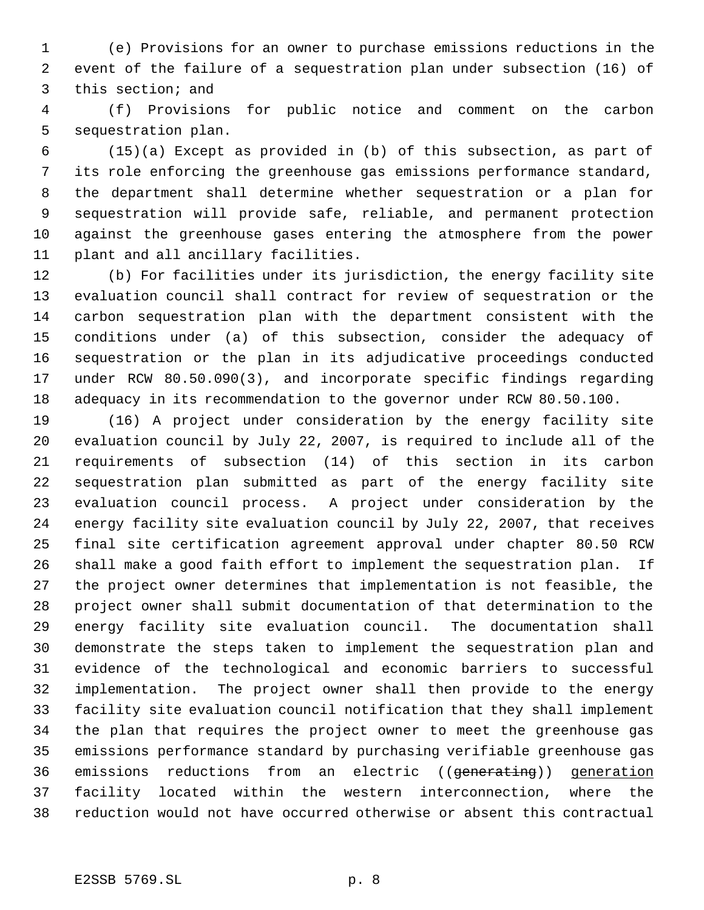(e) Provisions for an owner to purchase emissions reductions in the event of the failure of a sequestration plan under subsection (16) of this section; and

(f) Provisions for public notice and comment on the carbon sequestration plan.

(15)(a) Except as provided in (b) of this subsection, as part of its role enforcing the greenhouse gas emissions performance standard, the department shall determine whether sequestration or a plan for sequestration will provide safe, reliable, and permanent protection against the greenhouse gases entering the atmosphere from the power plant and all ancillary facilities.

(b) For facilities under its jurisdiction, the energy facility site evaluation council shall contract for review of sequestration or the carbon sequestration plan with the department consistent with the conditions under (a) of this subsection, consider the adequacy of sequestration or the plan in its adjudicative proceedings conducted under RCW 80.50.090(3), and incorporate specific findings regarding adequacy in its recommendation to the governor under RCW 80.50.100.

(16) A project under consideration by the energy facility site evaluation council by July 22, 2007, is required to include all of the requirements of subsection (14) of this section in its carbon sequestration plan submitted as part of the energy facility site evaluation council process. A project under consideration by the energy facility site evaluation council by July 22, 2007, that receives final site certification agreement approval under chapter 80.50 RCW shall make a good faith effort to implement the sequestration plan. If the project owner determines that implementation is not feasible, the project owner shall submit documentation of that determination to the energy facility site evaluation council. The documentation shall demonstrate the steps taken to implement the sequestration plan and evidence of the technological and economic barriers to successful implementation. The project owner shall then provide to the energy facility site evaluation council notification that they shall implement the plan that requires the project owner to meet the greenhouse gas emissions performance standard by purchasing verifiable greenhouse gas emissions reductions from an electric ((~~generating~~)) <u>generation</u> facility located within the western interconnection, where the reduction would not have occurred otherwise or absent this contractual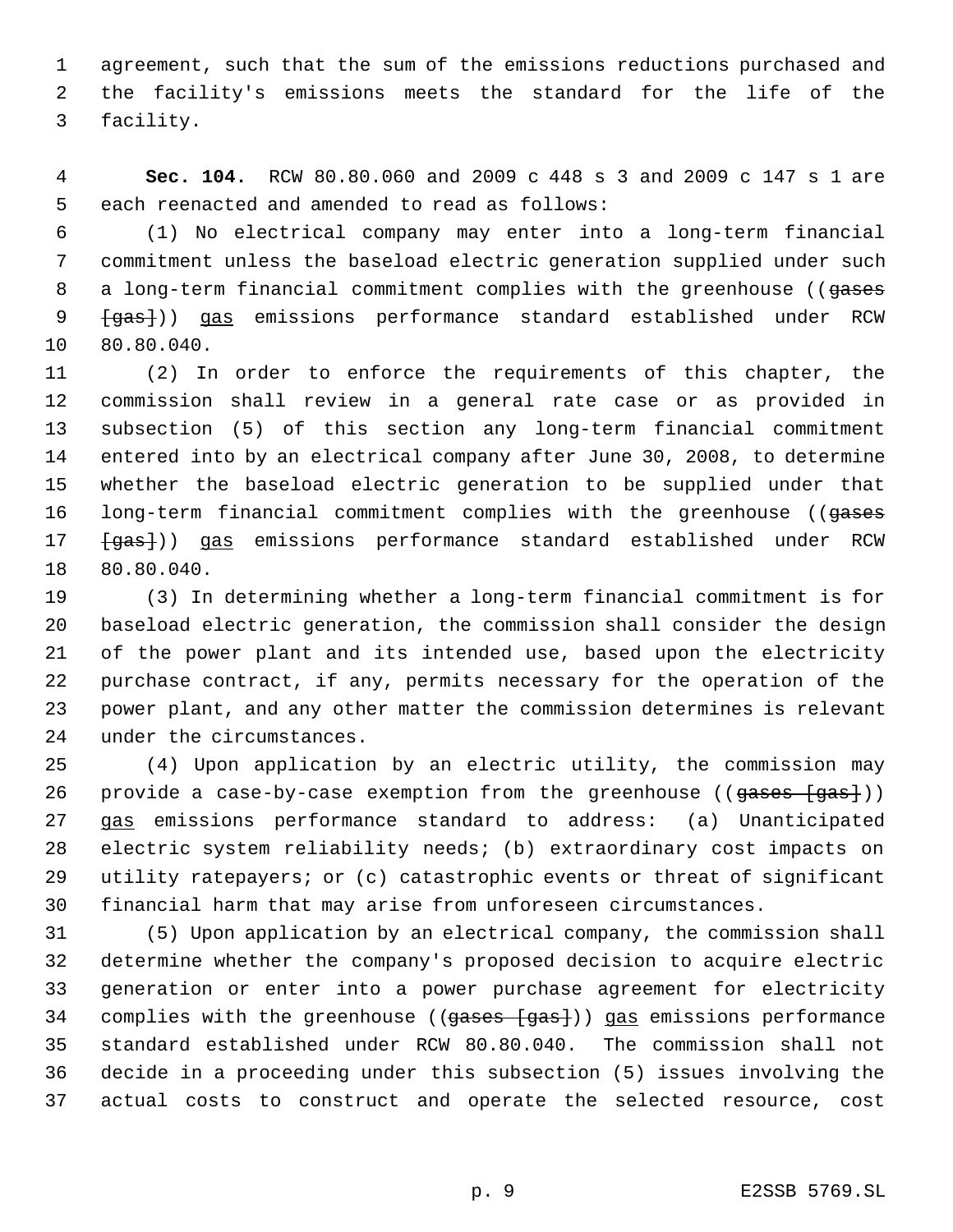agreement, such that the sum of the emissions reductions purchased and the facility's emissions meets the standard for the life of the facility.

**Sec. 104.** RCW 80.80.060 and 2009 c 448 s 3 and 2009 c 147 s 1 are each reenacted and amended to read as follows:

(1) No electrical company may enter into a long-term financial commitment unless the baseload electric generation supplied under such a long-term financial commitment complies with the greenhouse ((~~gases [gas]~~)) gas emissions performance standard established under RCW 80.80.040.

(2) In order to enforce the requirements of this chapter, the commission shall review in a general rate case or as provided in subsection (5) of this section any long-term financial commitment entered into by an electrical company after June 30, 2008, to determine whether the baseload electric generation to be supplied under that long-term financial commitment complies with the greenhouse ((~~gases [gas]~~)) gas emissions performance standard established under RCW 80.80.040.

(3) In determining whether a long-term financial commitment is for baseload electric generation, the commission shall consider the design of the power plant and its intended use, based upon the electricity purchase contract, if any, permits necessary for the operation of the power plant, and any other matter the commission determines is relevant under the circumstances.

(4) Upon application by an electric utility, the commission may provide a case-by-case exemption from the greenhouse ((~~gases [gas]~~)) gas emissions performance standard to address: (a) Unanticipated electric system reliability needs; (b) extraordinary cost impacts on utility ratepayers; or (c) catastrophic events or threat of significant financial harm that may arise from unforeseen circumstances.

(5) Upon application by an electrical company, the commission shall determine whether the company's proposed decision to acquire electric generation or enter into a power purchase agreement for electricity complies with the greenhouse ((~~gases [gas]~~)) gas emissions performance standard established under RCW 80.80.040. The commission shall not decide in a proceeding under this subsection (5) issues involving the actual costs to construct and operate the selected resource, cost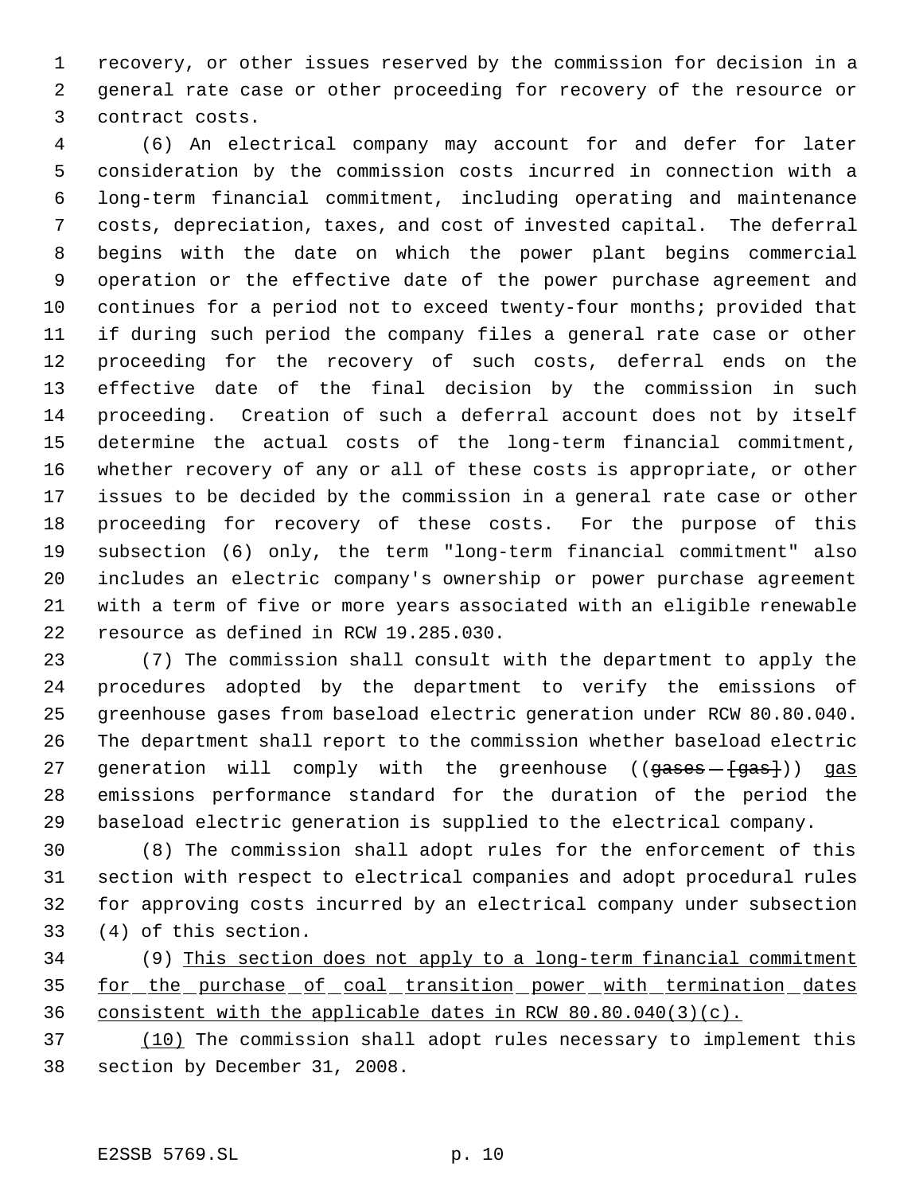recovery, or other issues reserved by the commission for decision in a general rate case or other proceeding for recovery of the resource or contract costs.

(6) An electrical company may account for and defer for later consideration by the commission costs incurred in connection with a long-term financial commitment, including operating and maintenance costs, depreciation, taxes, and cost of invested capital. The deferral begins with the date on which the power plant begins commercial operation or the effective date of the power purchase agreement and continues for a period not to exceed twenty-four months; provided that if during such period the company files a general rate case or other proceeding for the recovery of such costs, deferral ends on the effective date of the final decision by the commission in such proceeding. Creation of such a deferral account does not by itself determine the actual costs of the long-term financial commitment, whether recovery of any or all of these costs is appropriate, or other issues to be decided by the commission in a general rate case or other proceeding for recovery of these costs. For the purpose of this subsection (6) only, the term "long-term financial commitment" also includes an electric company's ownership or power purchase agreement with a term of five or more years associated with an eligible renewable resource as defined in RCW 19.285.030.

(7) The commission shall consult with the department to apply the procedures adopted by the department to verify the emissions of greenhouse gases from baseload electric generation under RCW 80.80.040. The department shall report to the commission whether baseload electric generation will comply with the greenhouse ((~~gases [gas]~~)) <u>gas</u> emissions performance standard for the duration of the period the baseload electric generation is supplied to the electrical company.

(8) The commission shall adopt rules for the enforcement of this section with respect to electrical companies and adopt procedural rules for approving costs incurred by an electrical company under subsection (4) of this section.

(9) <u>This section does not apply to a long-term financial commitment for the purchase of coal transition power with termination dates consistent with the applicable dates in RCW 80.80.040(3)(c).</u>

<u>(10)</u> The commission shall adopt rules necessary to implement this section by December 31, 2008.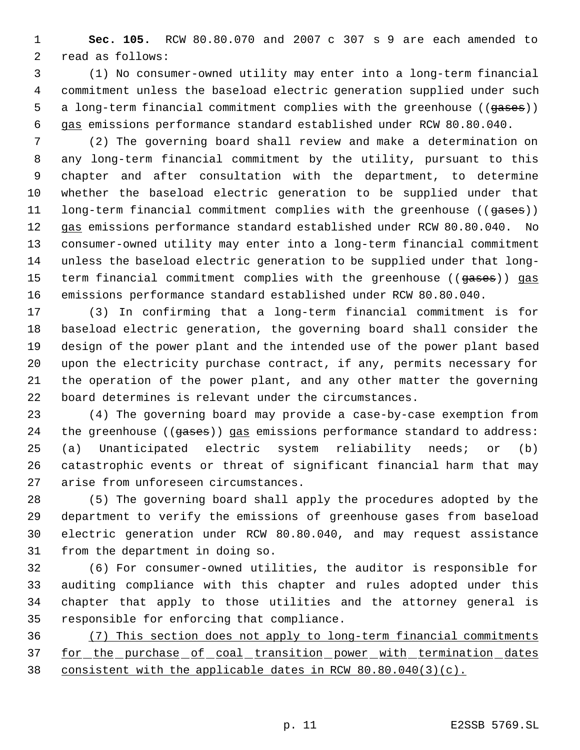**Sec. 105.** RCW 80.80.070 and 2007 c 307 s 9 are each amended to read as follows:

(1) No consumer-owned utility may enter into a long-term financial commitment unless the baseload electric generation supplied under such a long-term financial commitment complies with the greenhouse ((~~gases~~)) gas emissions performance standard established under RCW 80.80.040.

(2) The governing board shall review and make a determination on any long-term financial commitment by the utility, pursuant to this chapter and after consultation with the department, to determine whether the baseload electric generation to be supplied under that long-term financial commitment complies with the greenhouse ((~~gases~~)) gas emissions performance standard established under RCW 80.80.040. No consumer-owned utility may enter into a long-term financial commitment unless the baseload electric generation to be supplied under that long-term financial commitment complies with the greenhouse ((~~gases~~)) gas emissions performance standard established under RCW 80.80.040.

(3) In confirming that a long-term financial commitment is for baseload electric generation, the governing board shall consider the design of the power plant and the intended use of the power plant based upon the electricity purchase contract, if any, permits necessary for the operation of the power plant, and any other matter the governing board determines is relevant under the circumstances.

(4) The governing board may provide a case-by-case exemption from the greenhouse ((~~gases~~)) gas emissions performance standard to address: (a) Unanticipated electric system reliability needs; or (b) catastrophic events or threat of significant financial harm that may arise from unforeseen circumstances.

(5) The governing board shall apply the procedures adopted by the department to verify the emissions of greenhouse gases from baseload electric generation under RCW 80.80.040, and may request assistance from the department in doing so.

(6) For consumer-owned utilities, the auditor is responsible for auditing compliance with this chapter and rules adopted under this chapter that apply to those utilities and the attorney general is responsible for enforcing that compliance.

(7) This section does not apply to long-term financial commitments for the purchase of coal transition power with termination dates consistent with the applicable dates in RCW 80.80.040(3)(c).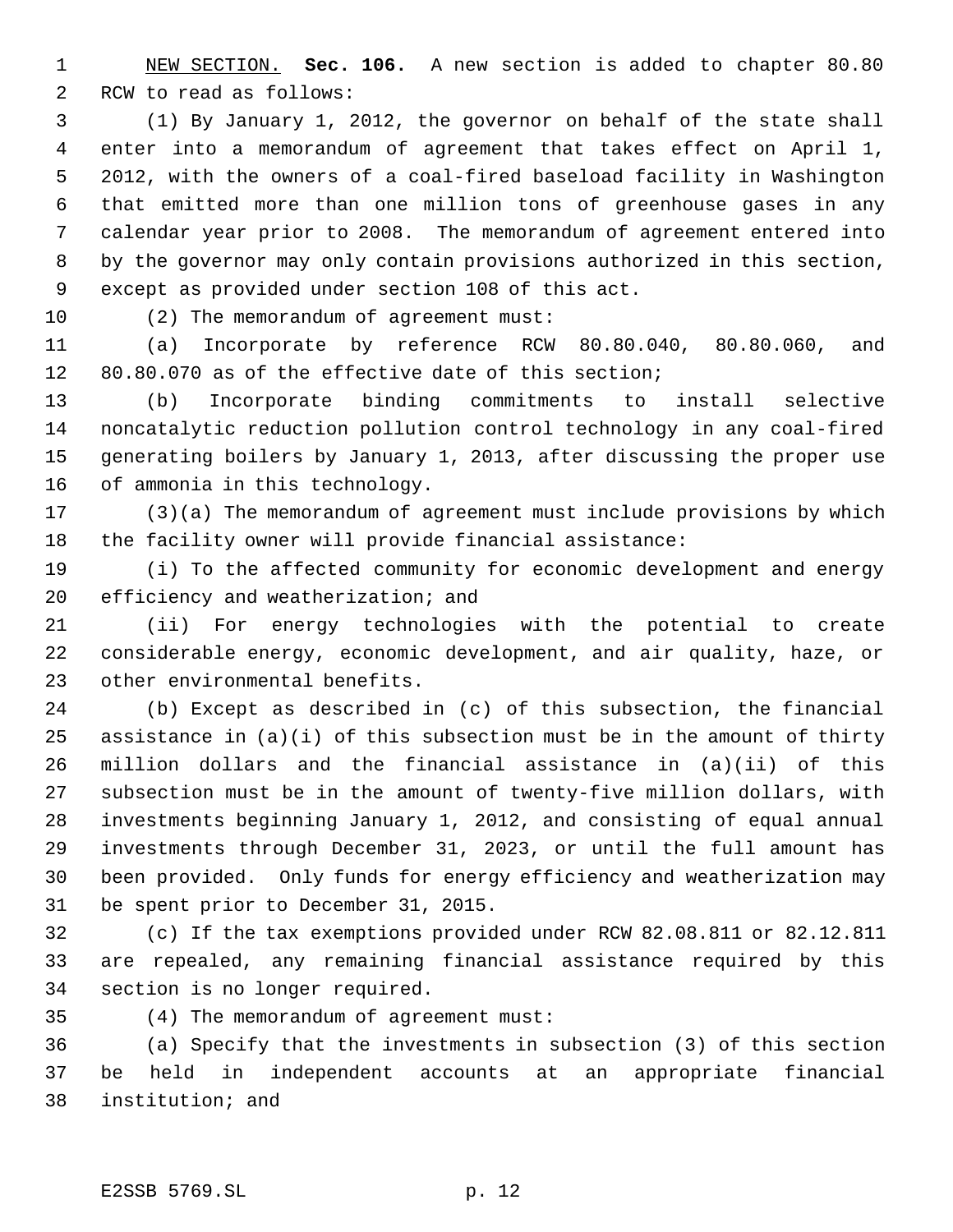NEW SECTION. **Sec. 106.** A new section is added to chapter 80.80 RCW to read as follows:

(1) By January 1, 2012, the governor on behalf of the state shall enter into a memorandum of agreement that takes effect on April 1, 2012, with the owners of a coal-fired baseload facility in Washington that emitted more than one million tons of greenhouse gases in any calendar year prior to 2008. The memorandum of agreement entered into by the governor may only contain provisions authorized in this section, except as provided under section 108 of this act.

(2) The memorandum of agreement must:

(a) Incorporate by reference RCW 80.80.040, 80.80.060, and 80.80.070 as of the effective date of this section;

(b) Incorporate binding commitments to install selective noncatalytic reduction pollution control technology in any coal-fired generating boilers by January 1, 2013, after discussing the proper use of ammonia in this technology.

(3)(a) The memorandum of agreement must include provisions by which the facility owner will provide financial assistance:

(i) To the affected community for economic development and energy efficiency and weatherization; and

(ii) For energy technologies with the potential to create considerable energy, economic development, and air quality, haze, or other environmental benefits.

(b) Except as described in (c) of this subsection, the financial assistance in (a)(i) of this subsection must be in the amount of thirty million dollars and the financial assistance in (a)(ii) of this subsection must be in the amount of twenty-five million dollars, with investments beginning January 1, 2012, and consisting of equal annual investments through December 31, 2023, or until the full amount has been provided. Only funds for energy efficiency and weatherization may be spent prior to December 31, 2015.

(c) If the tax exemptions provided under RCW 82.08.811 or 82.12.811 are repealed, any remaining financial assistance required by this section is no longer required.

(4) The memorandum of agreement must:

(a) Specify that the investments in subsection (3) of this section be held in independent accounts at an appropriate financial institution; and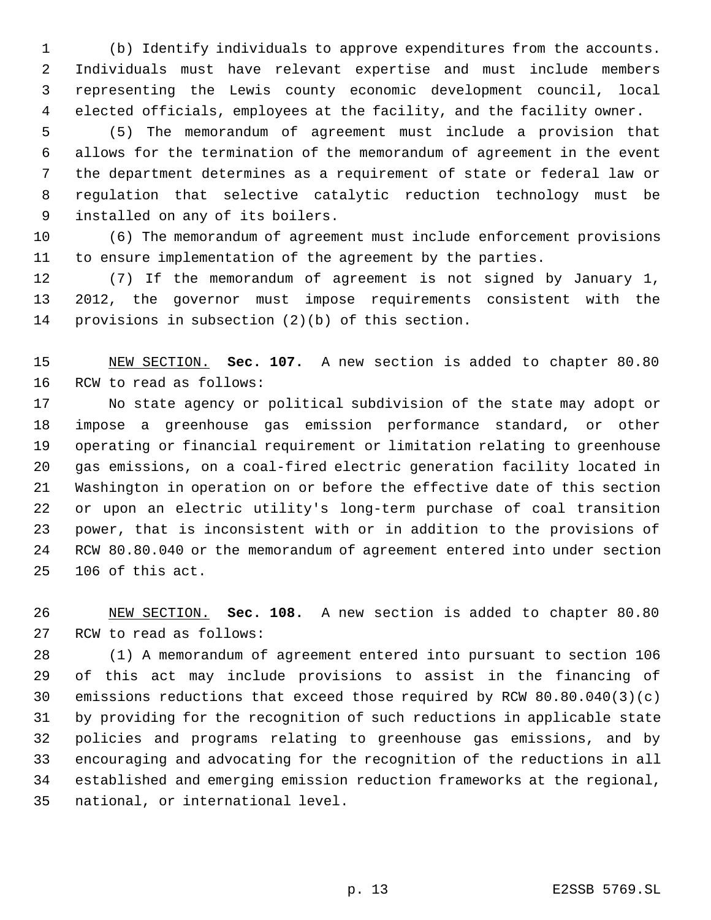(b) Identify individuals to approve expenditures from the accounts. Individuals must have relevant expertise and must include members representing the Lewis county economic development council, local elected officials, employees at the facility, and the facility owner.

(5) The memorandum of agreement must include a provision that allows for the termination of the memorandum of agreement in the event the department determines as a requirement of state or federal law or regulation that selective catalytic reduction technology must be installed on any of its boilers.

(6) The memorandum of agreement must include enforcement provisions to ensure implementation of the agreement by the parties.

(7) If the memorandum of agreement is not signed by January 1, 2012, the governor must impose requirements consistent with the provisions in subsection (2)(b) of this section.

NEW SECTION. **Sec. 107.** A new section is added to chapter 80.80 RCW to read as follows:

No state agency or political subdivision of the state may adopt or impose a greenhouse gas emission performance standard, or other operating or financial requirement or limitation relating to greenhouse gas emissions, on a coal-fired electric generation facility located in Washington in operation on or before the effective date of this section or upon an electric utility's long-term purchase of coal transition power, that is inconsistent with or in addition to the provisions of RCW 80.80.040 or the memorandum of agreement entered into under section 106 of this act.

NEW SECTION. **Sec. 108.** A new section is added to chapter 80.80 RCW to read as follows:

(1) A memorandum of agreement entered into pursuant to section 106 of this act may include provisions to assist in the financing of emissions reductions that exceed those required by RCW 80.80.040(3)(c) by providing for the recognition of such reductions in applicable state policies and programs relating to greenhouse gas emissions, and by encouraging and advocating for the recognition of the reductions in all established and emerging emission reduction frameworks at the regional, national, or international level.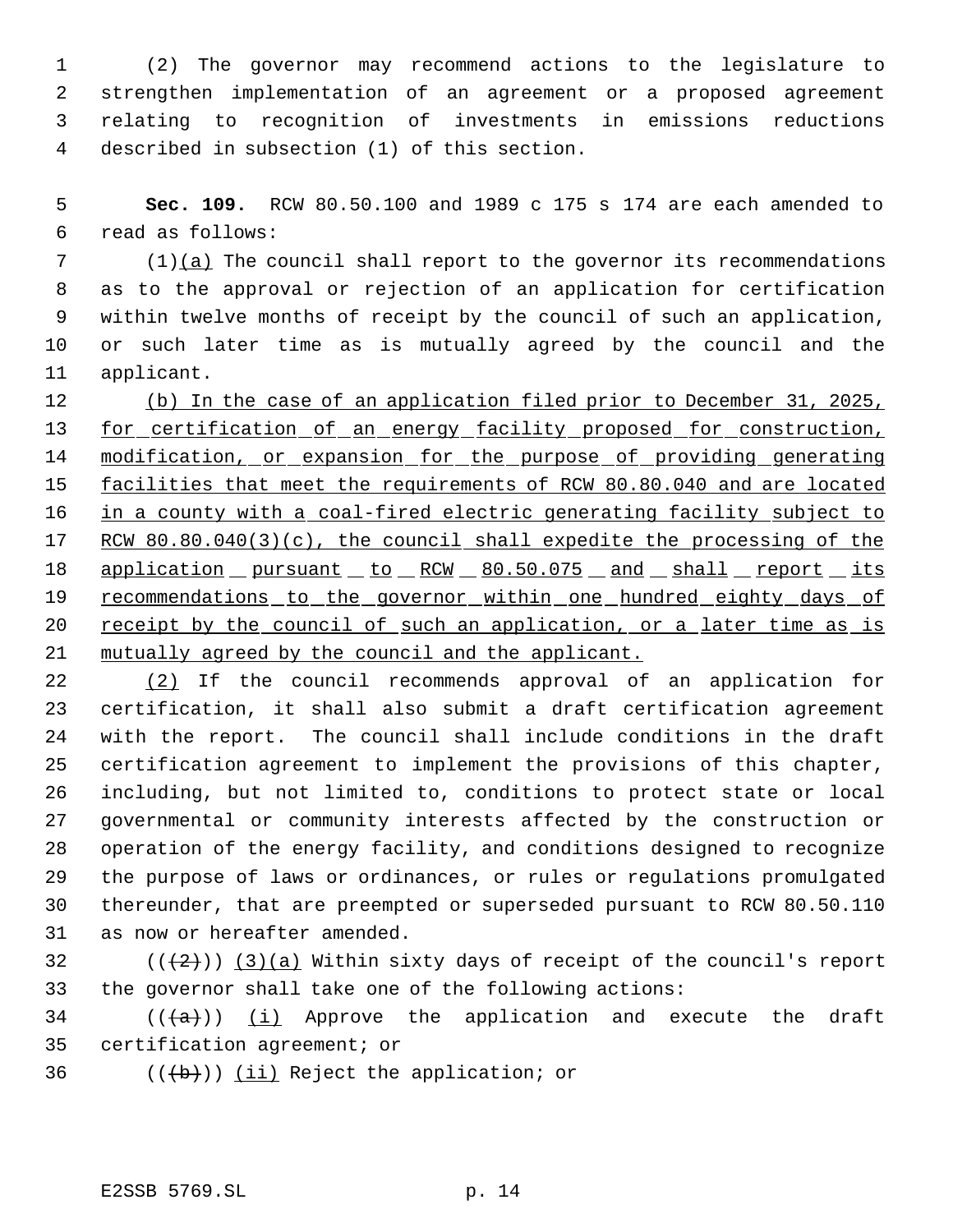(2) The governor may recommend actions to the legislature to strengthen implementation of an agreement or a proposed agreement relating to recognition of investments in emissions reductions described in subsection (1) of this section.

**Sec. 109.** RCW 80.50.100 and 1989 c 175 s 174 are each amended to read as follows:

(1)(a) The council shall report to the governor its recommendations as to the approval or rejection of an application for certification within twelve months of receipt by the council of such an application, or such later time as is mutually agreed by the council and the applicant.

(b) In the case of an application filed prior to December 31, 2025, for certification of an energy facility proposed for construction, modification, or expansion for the purpose of providing generating facilities that meet the requirements of RCW 80.80.040 and are located in a county with a coal-fired electric generating facility subject to RCW 80.80.040(3)(c), the council shall expedite the processing of the application pursuant to RCW 80.50.075 and shall report its recommendations to the governor within one hundred eighty days of receipt by the council of such an application, or a later time as is mutually agreed by the council and the applicant.

(2) If the council recommends approval of an application for certification, it shall also submit a draft certification agreement with the report. The council shall include conditions in the draft certification agreement to implement the provisions of this chapter, including, but not limited to, conditions to protect state or local governmental or community interests affected by the construction or operation of the energy facility, and conditions designed to recognize the purpose of laws or ordinances, or rules or regulations promulgated thereunder, that are preempted or superseded pursuant to RCW 80.50.110 as now or hereafter amended.

(((2))) (3)(a) Within sixty days of receipt of the council's report the governor shall take one of the following actions:

(((a))) (i) Approve the application and execute the draft certification agreement; or

(((b))) (ii) Reject the application; or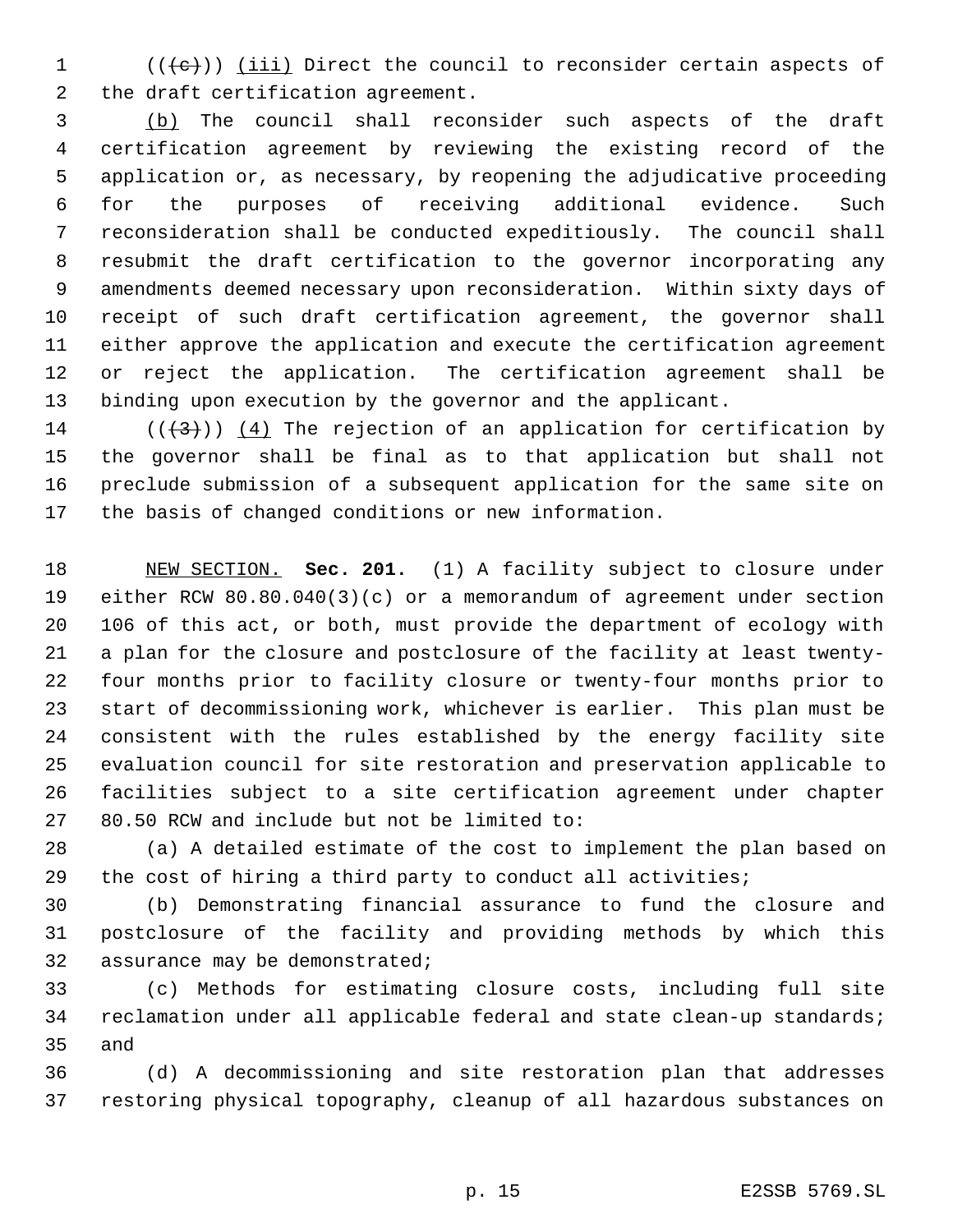(((c))) (iii) Direct the council to reconsider certain aspects of the draft certification agreement.

(b) The council shall reconsider such aspects of the draft certification agreement by reviewing the existing record of the application or, as necessary, by reopening the adjudicative proceeding for the purposes of receiving additional evidence. Such reconsideration shall be conducted expeditiously. The council shall resubmit the draft certification to the governor incorporating any amendments deemed necessary upon reconsideration. Within sixty days of receipt of such draft certification agreement, the governor shall either approve the application and execute the certification agreement or reject the application. The certification agreement shall be binding upon execution by the governor and the applicant.

(((3))) (4) The rejection of an application for certification by the governor shall be final as to that application but shall not preclude submission of a subsequent application for the same site on the basis of changed conditions or new information.

NEW SECTION. **Sec. 201.** (1) A facility subject to closure under either RCW 80.80.040(3)(c) or a memorandum of agreement under section 106 of this act, or both, must provide the department of ecology with a plan for the closure and postclosure of the facility at least twenty-four months prior to facility closure or twenty-four months prior to start of decommissioning work, whichever is earlier. This plan must be consistent with the rules established by the energy facility site evaluation council for site restoration and preservation applicable to facilities subject to a site certification agreement under chapter 80.50 RCW and include but not be limited to:

(a) A detailed estimate of the cost to implement the plan based on the cost of hiring a third party to conduct all activities;

(b) Demonstrating financial assurance to fund the closure and postclosure of the facility and providing methods by which this assurance may be demonstrated;

(c) Methods for estimating closure costs, including full site reclamation under all applicable federal and state clean-up standards; and

(d) A decommissioning and site restoration plan that addresses restoring physical topography, cleanup of all hazardous substances on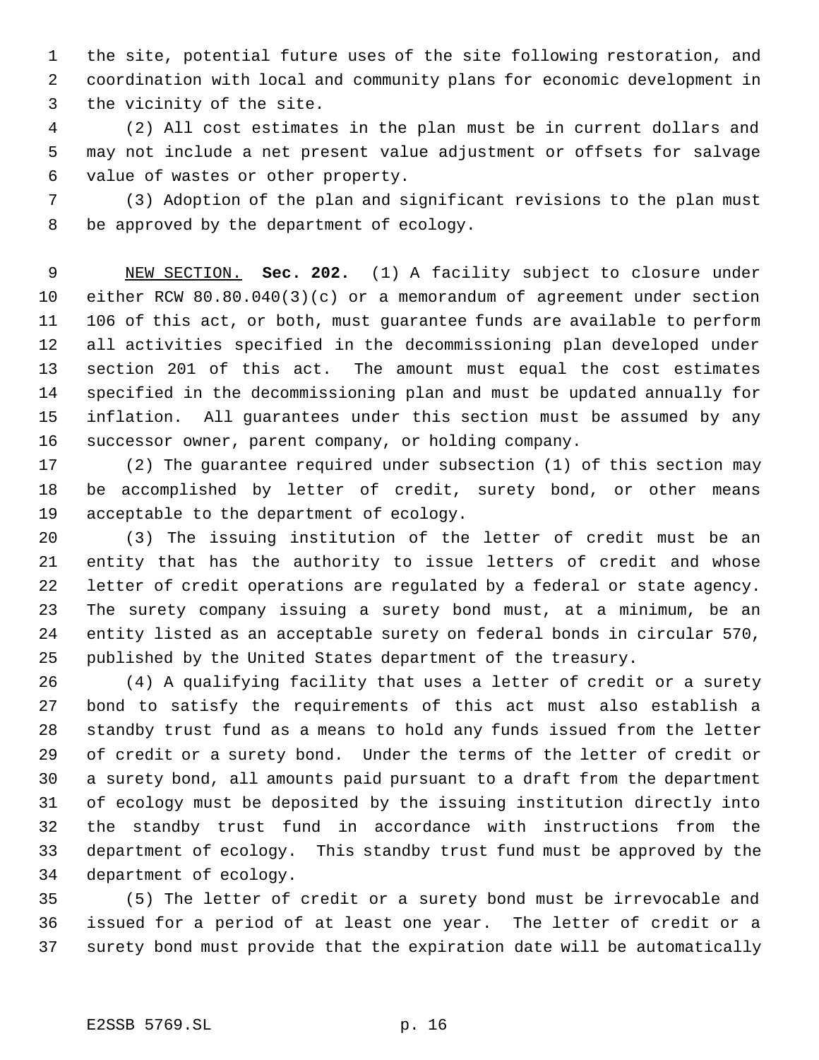the site, potential future uses of the site following restoration, and coordination with local and community plans for economic development in the vicinity of the site.

(2) All cost estimates in the plan must be in current dollars and may not include a net present value adjustment or offsets for salvage value of wastes or other property.

(3) Adoption of the plan and significant revisions to the plan must be approved by the department of ecology.

NEW SECTION. **Sec. 202.** (1) A facility subject to closure under either RCW 80.80.040(3)(c) or a memorandum of agreement under section 106 of this act, or both, must guarantee funds are available to perform all activities specified in the decommissioning plan developed under section 201 of this act. The amount must equal the cost estimates specified in the decommissioning plan and must be updated annually for inflation. All guarantees under this section must be assumed by any successor owner, parent company, or holding company.

(2) The guarantee required under subsection (1) of this section may be accomplished by letter of credit, surety bond, or other means acceptable to the department of ecology.

(3) The issuing institution of the letter of credit must be an entity that has the authority to issue letters of credit and whose letter of credit operations are regulated by a federal or state agency. The surety company issuing a surety bond must, at a minimum, be an entity listed as an acceptable surety on federal bonds in circular 570, published by the United States department of the treasury.

(4) A qualifying facility that uses a letter of credit or a surety bond to satisfy the requirements of this act must also establish a standby trust fund as a means to hold any funds issued from the letter of credit or a surety bond. Under the terms of the letter of credit or a surety bond, all amounts paid pursuant to a draft from the department of ecology must be deposited by the issuing institution directly into the standby trust fund in accordance with instructions from the department of ecology. This standby trust fund must be approved by the department of ecology.

(5) The letter of credit or a surety bond must be irrevocable and issued for a period of at least one year. The letter of credit or a surety bond must provide that the expiration date will be automatically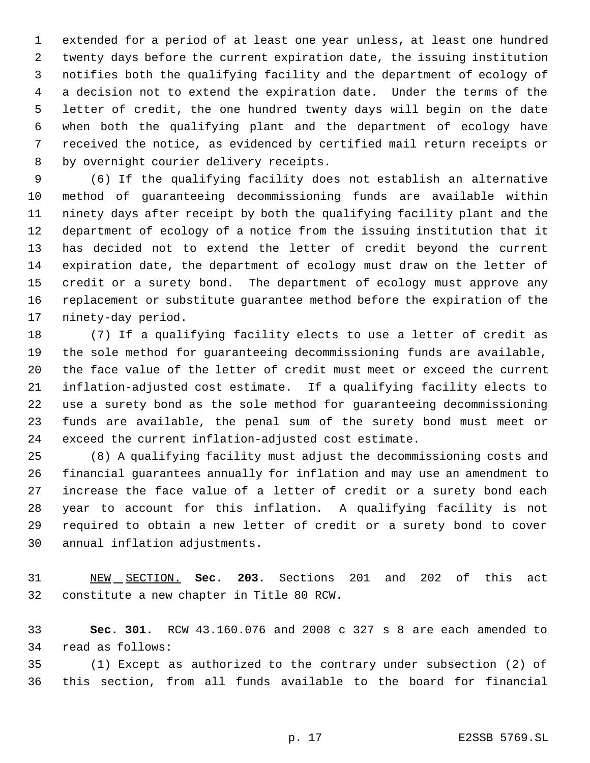extended for a period of at least one year unless, at least one hundred twenty days before the current expiration date, the issuing institution notifies both the qualifying facility and the department of ecology of a decision not to extend the expiration date. Under the terms of the letter of credit, the one hundred twenty days will begin on the date when both the qualifying plant and the department of ecology have received the notice, as evidenced by certified mail return receipts or by overnight courier delivery receipts.

(6) If the qualifying facility does not establish an alternative method of guaranteeing decommissioning funds are available within ninety days after receipt by both the qualifying facility plant and the department of ecology of a notice from the issuing institution that it has decided not to extend the letter of credit beyond the current expiration date, the department of ecology must draw on the letter of credit or a surety bond. The department of ecology must approve any replacement or substitute guarantee method before the expiration of the ninety-day period.

(7) If a qualifying facility elects to use a letter of credit as the sole method for guaranteeing decommissioning funds are available, the face value of the letter of credit must meet or exceed the current inflation-adjusted cost estimate. If a qualifying facility elects to use a surety bond as the sole method for guaranteeing decommissioning funds are available, the penal sum of the surety bond must meet or exceed the current inflation-adjusted cost estimate.

(8) A qualifying facility must adjust the decommissioning costs and financial guarantees annually for inflation and may use an amendment to increase the face value of a letter of credit or a surety bond each year to account for this inflation. A qualifying facility is not required to obtain a new letter of credit or a surety bond to cover annual inflation adjustments.

NEW SECTION. **Sec. 203.** Sections 201 and 202 of this act constitute a new chapter in Title 80 RCW.

**Sec. 301.** RCW 43.160.076 and 2008 c 327 s 8 are each amended to read as follows:

(1) Except as authorized to the contrary under subsection (2) of this section, from all funds available to the board for financial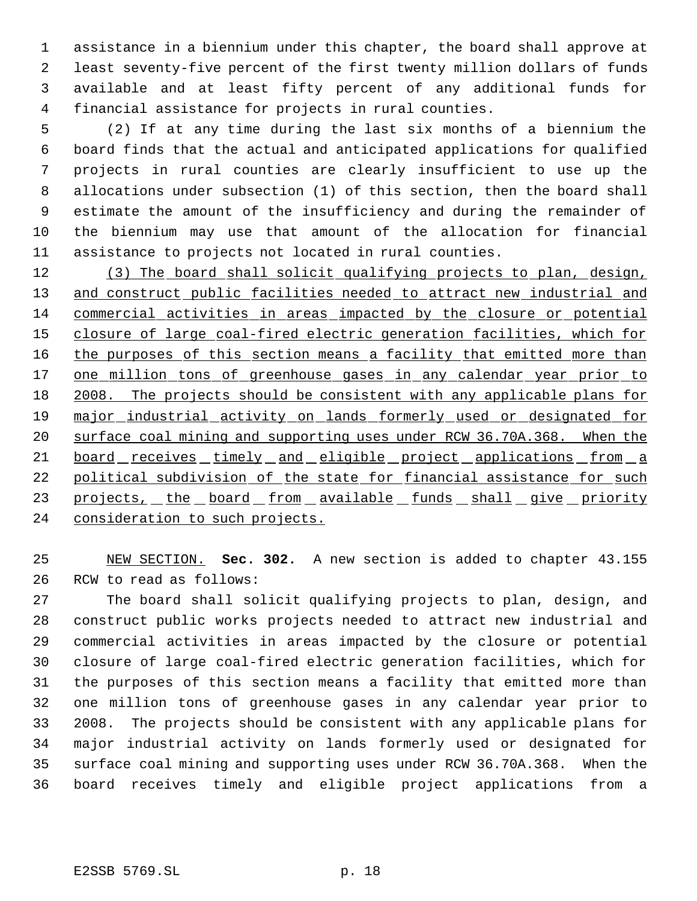assistance in a biennium under this chapter, the board shall approve at least seventy-five percent of the first twenty million dollars of funds available and at least fifty percent of any additional funds for financial assistance for projects in rural counties.

(2) If at any time during the last six months of a biennium the board finds that the actual and anticipated applications for qualified projects in rural counties are clearly insufficient to use up the allocations under subsection (1) of this section, then the board shall estimate the amount of the insufficiency and during the remainder of the biennium may use that amount of the allocation for financial assistance to projects not located in rural counties.

<u>(3) The board shall solicit qualifying projects to plan, design, and construct public facilities needed to attract new industrial and commercial activities in areas impacted by the closure or potential closure of large coal-fired electric generation facilities, which for the purposes of this section means a facility that emitted more than one million tons of greenhouse gases in any calendar year prior to 2008. The projects should be consistent with any applicable plans for major industrial activity on lands formerly used or designated for surface coal mining and supporting uses under RCW 36.70A.368. When the board receives timely and eligible project applications from a political subdivision of the state for financial assistance for such projects, the board from available funds shall give priority consideration to such projects.</u>

<u>NEW SECTION.</u> **Sec. 302.** A new section is added to chapter 43.155 RCW to read as follows:

The board shall solicit qualifying projects to plan, design, and construct public works projects needed to attract new industrial and commercial activities in areas impacted by the closure or potential closure of large coal-fired electric generation facilities, which for the purposes of this section means a facility that emitted more than one million tons of greenhouse gases in any calendar year prior to 2008. The projects should be consistent with any applicable plans for major industrial activity on lands formerly used or designated for surface coal mining and supporting uses under RCW 36.70A.368. When the board receives timely and eligible project applications from a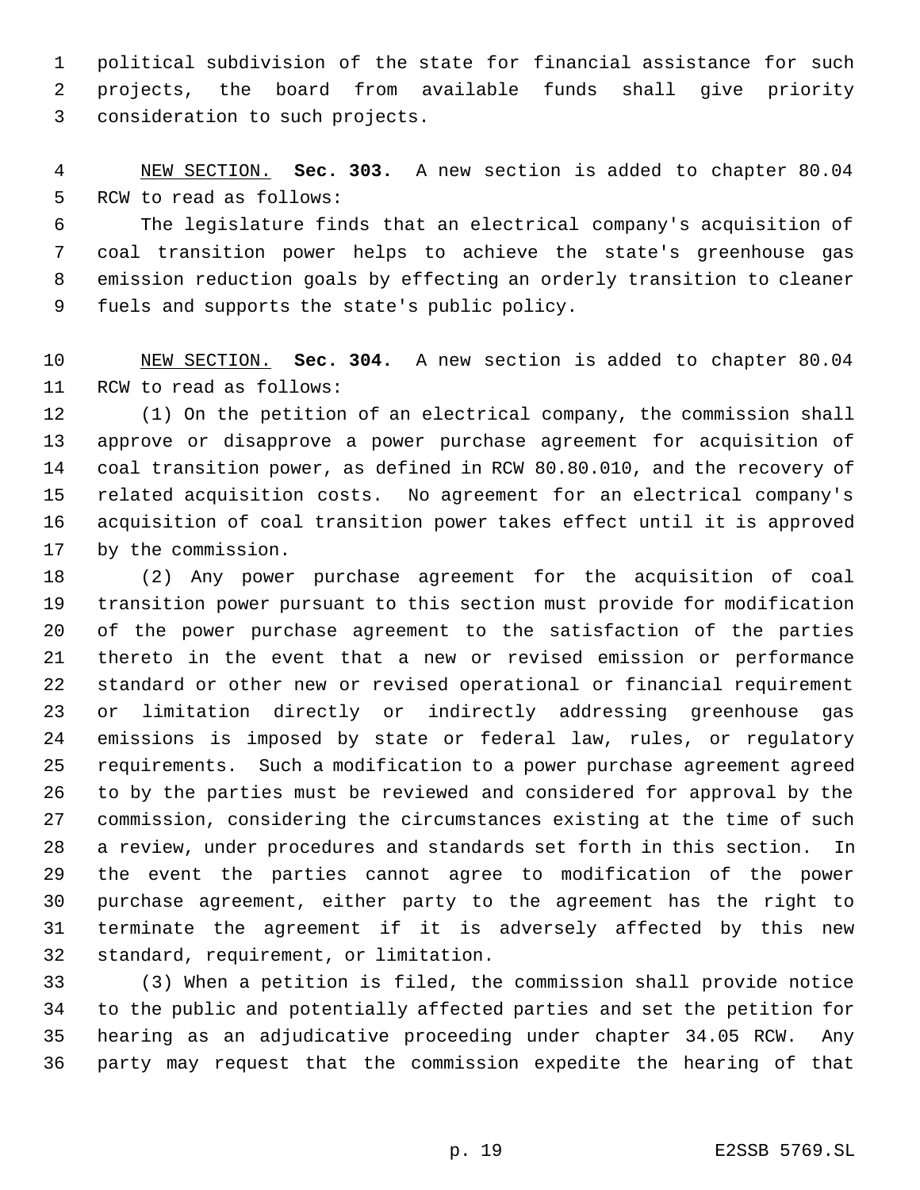political subdivision of the state for financial assistance for such projects, the board from available funds shall give priority consideration to such projects.

<u>NEW SECTION.</u> **Sec. 303.** A new section is added to chapter 80.04 RCW to read as follows:

The legislature finds that an electrical company's acquisition of coal transition power helps to achieve the state's greenhouse gas emission reduction goals by effecting an orderly transition to cleaner fuels and supports the state's public policy.

<u>NEW SECTION.</u> **Sec. 304.** A new section is added to chapter 80.04 RCW to read as follows:

(1) On the petition of an electrical company, the commission shall approve or disapprove a power purchase agreement for acquisition of coal transition power, as defined in RCW 80.80.010, and the recovery of related acquisition costs. No agreement for an electrical company's acquisition of coal transition power takes effect until it is approved by the commission.

(2) Any power purchase agreement for the acquisition of coal transition power pursuant to this section must provide for modification of the power purchase agreement to the satisfaction of the parties thereto in the event that a new or revised emission or performance standard or other new or revised operational or financial requirement or limitation directly or indirectly addressing greenhouse gas emissions is imposed by state or federal law, rules, or regulatory requirements. Such a modification to a power purchase agreement agreed to by the parties must be reviewed and considered for approval by the commission, considering the circumstances existing at the time of such a review, under procedures and standards set forth in this section. In the event the parties cannot agree to modification of the power purchase agreement, either party to the agreement has the right to terminate the agreement if it is adversely affected by this new standard, requirement, or limitation.

(3) When a petition is filed, the commission shall provide notice to the public and potentially affected parties and set the petition for hearing as an adjudicative proceeding under chapter 34.05 RCW. Any party may request that the commission expedite the hearing of that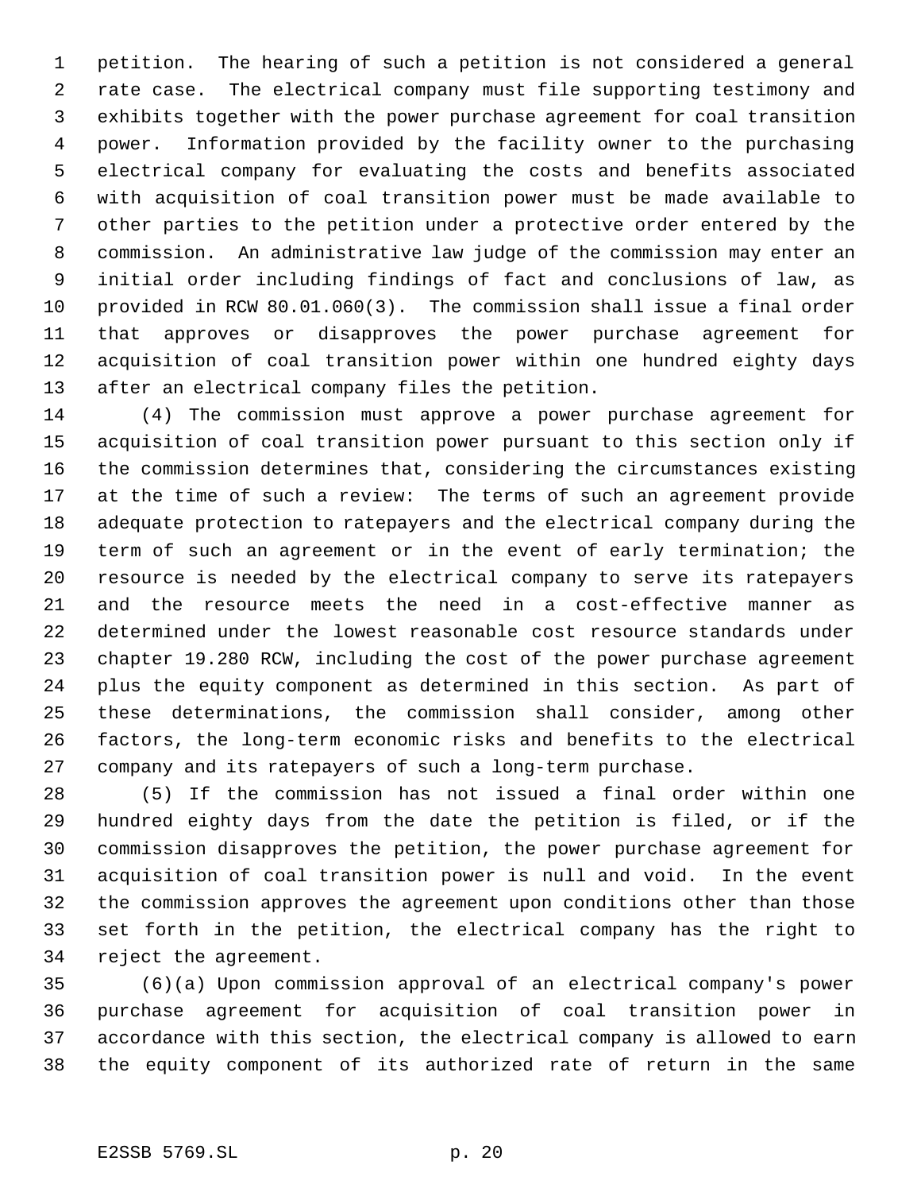petition. The hearing of such a petition is not considered a general rate case. The electrical company must file supporting testimony and exhibits together with the power purchase agreement for coal transition power. Information provided by the facility owner to the purchasing electrical company for evaluating the costs and benefits associated with acquisition of coal transition power must be made available to other parties to the petition under a protective order entered by the commission. An administrative law judge of the commission may enter an initial order including findings of fact and conclusions of law, as provided in RCW 80.01.060(3). The commission shall issue a final order that approves or disapproves the power purchase agreement for acquisition of coal transition power within one hundred eighty days after an electrical company files the petition.

(4) The commission must approve a power purchase agreement for acquisition of coal transition power pursuant to this section only if the commission determines that, considering the circumstances existing at the time of such a review: The terms of such an agreement provide adequate protection to ratepayers and the electrical company during the term of such an agreement or in the event of early termination; the resource is needed by the electrical company to serve its ratepayers and the resource meets the need in a cost-effective manner as determined under the lowest reasonable cost resource standards under chapter 19.280 RCW, including the cost of the power purchase agreement plus the equity component as determined in this section. As part of these determinations, the commission shall consider, among other factors, the long-term economic risks and benefits to the electrical company and its ratepayers of such a long-term purchase.

(5) If the commission has not issued a final order within one hundred eighty days from the date the petition is filed, or if the commission disapproves the petition, the power purchase agreement for acquisition of coal transition power is null and void. In the event the commission approves the agreement upon conditions other than those set forth in the petition, the electrical company has the right to reject the agreement.

(6)(a) Upon commission approval of an electrical company's power purchase agreement for acquisition of coal transition power in accordance with this section, the electrical company is allowed to earn the equity component of its authorized rate of return in the same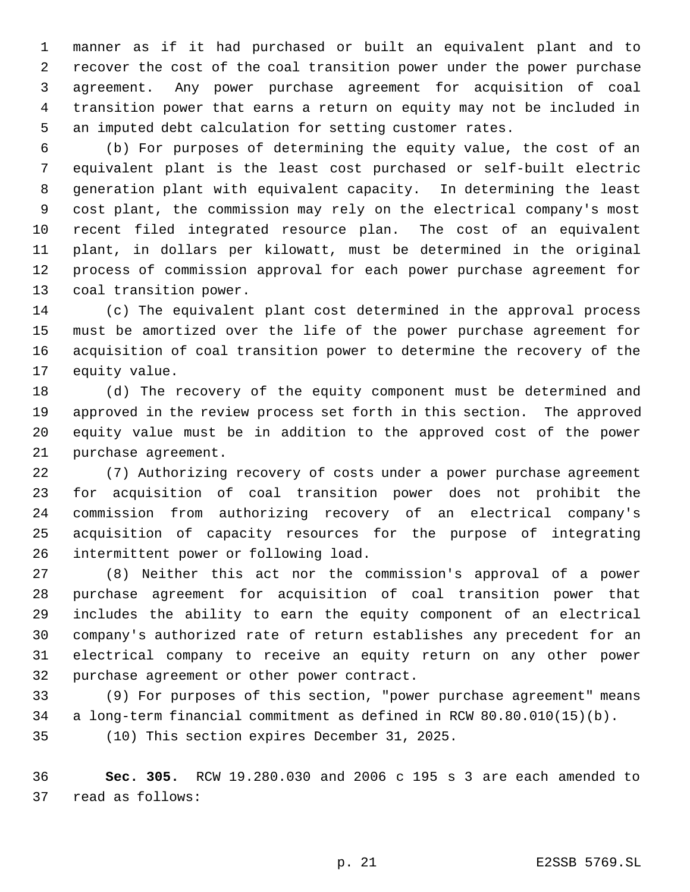manner as if it had purchased or built an equivalent plant and to recover the cost of the coal transition power under the power purchase agreement. Any power purchase agreement for acquisition of coal transition power that earns a return on equity may not be included in an imputed debt calculation for setting customer rates.

(b) For purposes of determining the equity value, the cost of an equivalent plant is the least cost purchased or self-built electric generation plant with equivalent capacity. In determining the least cost plant, the commission may rely on the electrical company's most recent filed integrated resource plan. The cost of an equivalent plant, in dollars per kilowatt, must be determined in the original process of commission approval for each power purchase agreement for coal transition power.

(c) The equivalent plant cost determined in the approval process must be amortized over the life of the power purchase agreement for acquisition of coal transition power to determine the recovery of the equity value.

(d) The recovery of the equity component must be determined and approved in the review process set forth in this section. The approved equity value must be in addition to the approved cost of the power purchase agreement.

(7) Authorizing recovery of costs under a power purchase agreement for acquisition of coal transition power does not prohibit the commission from authorizing recovery of an electrical company's acquisition of capacity resources for the purpose of integrating intermittent power or following load.

(8) Neither this act nor the commission's approval of a power purchase agreement for acquisition of coal transition power that includes the ability to earn the equity component of an electrical company's authorized rate of return establishes any precedent for an electrical company to receive an equity return on any other power purchase agreement or other power contract.

(9) For purposes of this section, "power purchase agreement" means a long-term financial commitment as defined in RCW 80.80.010(15)(b).

(10) This section expires December 31, 2025.

**Sec. 305.** RCW 19.280.030 and 2006 c 195 s 3 are each amended to read as follows: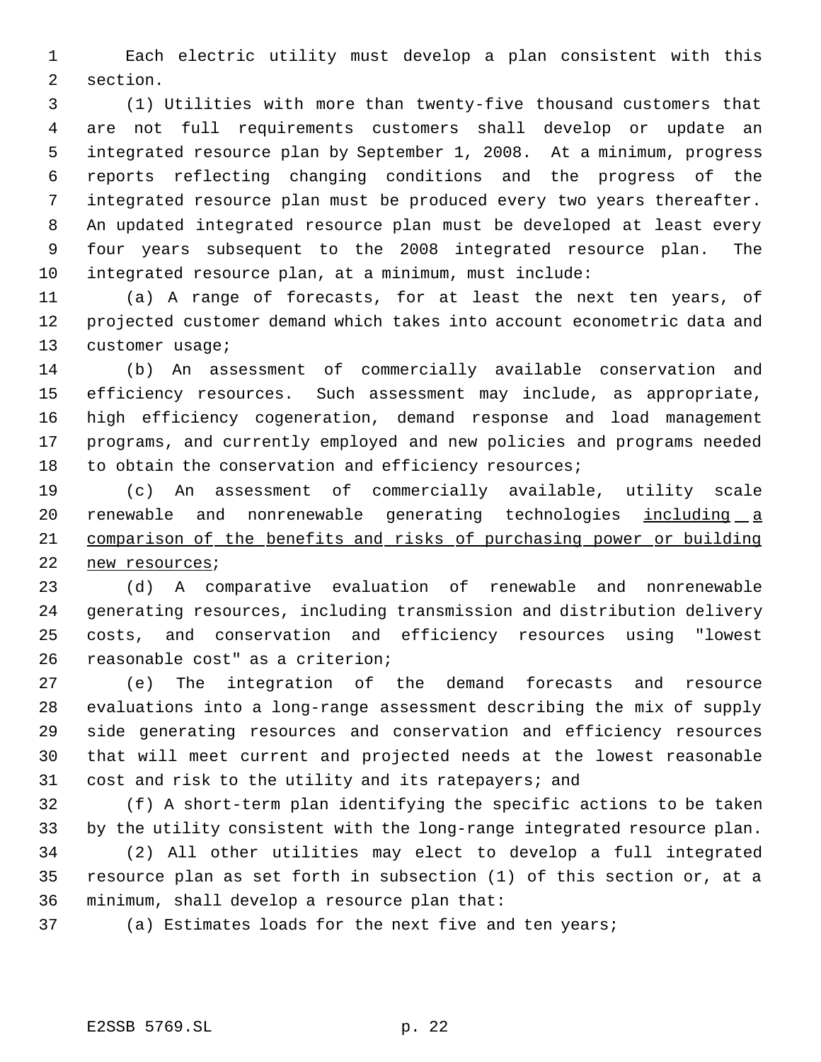Each electric utility must develop a plan consistent with this section.

(1) Utilities with more than twenty-five thousand customers that are not full requirements customers shall develop or update an integrated resource plan by September 1, 2008. At a minimum, progress reports reflecting changing conditions and the progress of the integrated resource plan must be produced every two years thereafter. An updated integrated resource plan must be developed at least every four years subsequent to the 2008 integrated resource plan. The integrated resource plan, at a minimum, must include:

(a) A range of forecasts, for at least the next ten years, of projected customer demand which takes into account econometric data and customer usage;

(b) An assessment of commercially available conservation and efficiency resources. Such assessment may include, as appropriate, high efficiency cogeneration, demand response and load management programs, and currently employed and new policies and programs needed to obtain the conservation and efficiency resources;

(c) An assessment of commercially available, utility scale renewable and nonrenewable generating technologies <u>including a comparison of the benefits and risks of purchasing power or building new resources</u>;

(d) A comparative evaluation of renewable and nonrenewable generating resources, including transmission and distribution delivery costs, and conservation and efficiency resources using "lowest reasonable cost" as a criterion;

(e) The integration of the demand forecasts and resource evaluations into a long-range assessment describing the mix of supply side generating resources and conservation and efficiency resources that will meet current and projected needs at the lowest reasonable cost and risk to the utility and its ratepayers; and

(f) A short-term plan identifying the specific actions to be taken by the utility consistent with the long-range integrated resource plan.

(2) All other utilities may elect to develop a full integrated resource plan as set forth in subsection (1) of this section or, at a minimum, shall develop a resource plan that:

(a) Estimates loads for the next five and ten years;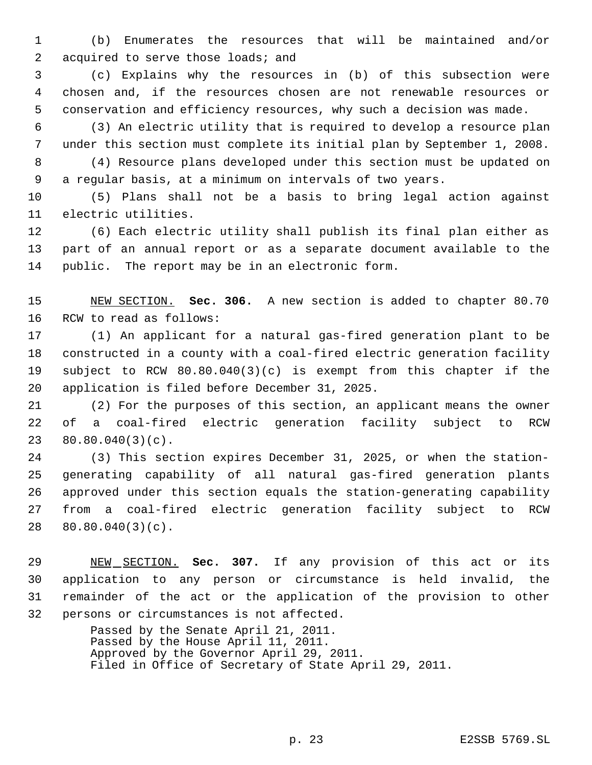(b) Enumerates the resources that will be maintained and/or acquired to serve those loads; and

(c) Explains why the resources in (b) of this subsection were chosen and, if the resources chosen are not renewable resources or conservation and efficiency resources, why such a decision was made.

(3) An electric utility that is required to develop a resource plan under this section must complete its initial plan by September 1, 2008.

(4) Resource plans developed under this section must be updated on a regular basis, at a minimum on intervals of two years.

(5) Plans shall not be a basis to bring legal action against electric utilities.

(6) Each electric utility shall publish its final plan either as part of an annual report or as a separate document available to the public. The report may be in an electronic form.

NEW SECTION. **Sec. 306.** A new section is added to chapter 80.70 RCW to read as follows:

(1) An applicant for a natural gas-fired generation plant to be constructed in a county with a coal-fired electric generation facility subject to RCW 80.80.040(3)(c) is exempt from this chapter if the application is filed before December 31, 2025.

(2) For the purposes of this section, an applicant means the owner of a coal-fired electric generation facility subject to RCW 80.80.040(3)(c).

(3) This section expires December 31, 2025, or when the station-generating capability of all natural gas-fired generation plants approved under this section equals the station-generating capability from a coal-fired electric generation facility subject to RCW 80.80.040(3)(c).

NEW SECTION. **Sec. 307.** If any provision of this act or its application to any person or circumstance is held invalid, the remainder of the act or the application of the provision to other persons or circumstances is not affected.

Passed by the Senate April 21, 2011.
Passed by the House April 11, 2011.
Approved by the Governor April 29, 2011.
Filed in Office of Secretary of State April 29, 2011.